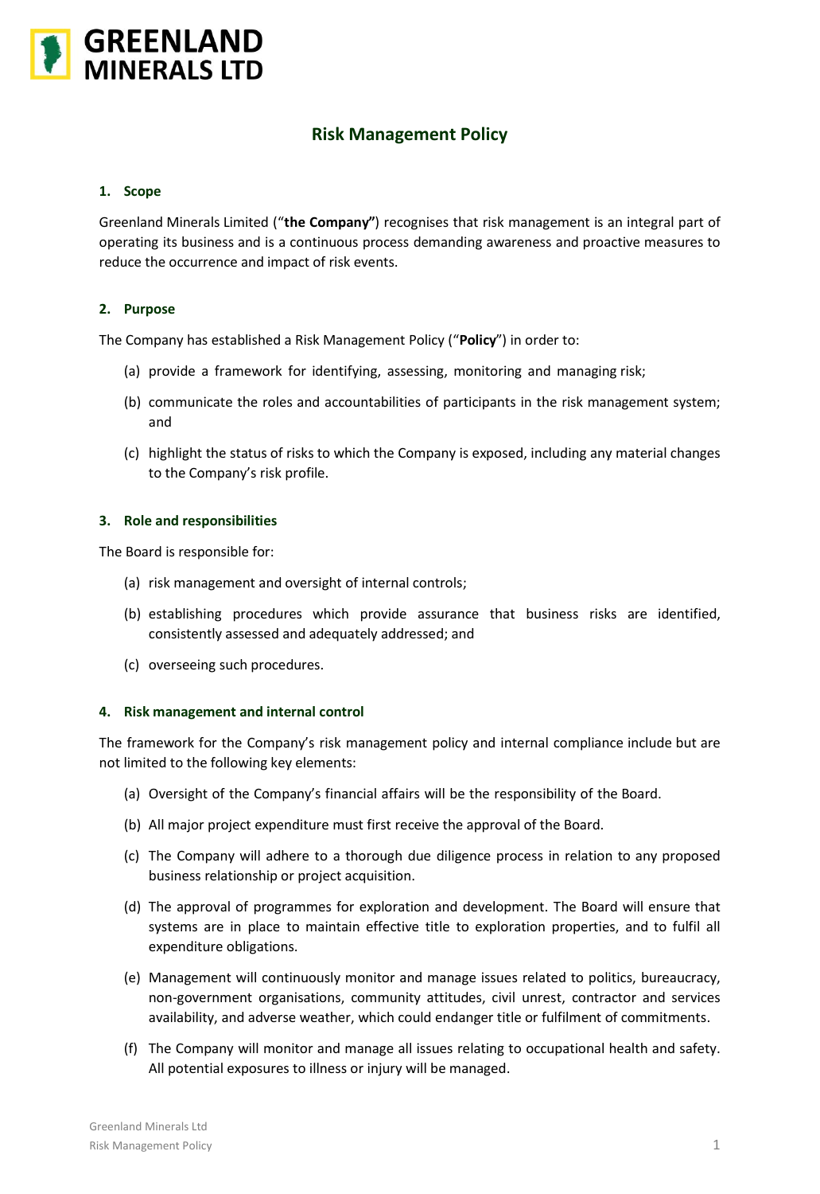# Risk Management Policy

## 1. Scope

Greenland Minerals Limited ("**the Company"**) recognises that risk management is an integral part of operating its business and is a continuous process demanding awareness and proactive measures to reduce the occurrence and impact of risk events.

## 2. Purpose

The Company has established a Risk Management Policy ("**Policy**") in order to:

(a) provide a framework for identifying, assessing, monitoring and managing risk;

(b) communicate the roles and accountabilities of participants in the risk management system; and

(c) highlight the status of risks to which the Company is exposed, including any material changes to the Company's risk profile.

## 3. Role and responsibilities

The Board is responsible for:

(a) risk management and oversight of internal controls;

(b) establishing procedures which provide assurance that business risks are identified, consistently assessed and adequately addressed; and

(c) overseeing such procedures.

## 4. Risk management and internal control

The framework for the Company's risk management policy and internal compliance include but are not limited to the following key elements:

(a) Oversight of the Company's financial affairs will be the responsibility of the Board.

(b) All major project expenditure must first receive the approval of the Board.

(c) The Company will adhere to a thorough due diligence process in relation to any proposed business relationship or project acquisition.

(d) The approval of programmes for exploration and development. The Board will ensure that systems are in place to maintain effective title to exploration properties, and to fulfil all expenditure obligations.

(e) Management will continuously monitor and manage issues related to politics, bureaucracy, non-government organisations, community attitudes, civil unrest, contractor and services availability, and adverse weather, which could endanger title or fulfilment of commitments.

(f) The Company will monitor and manage all issues relating to occupational health and safety. All potential exposures to illness or injury will be managed.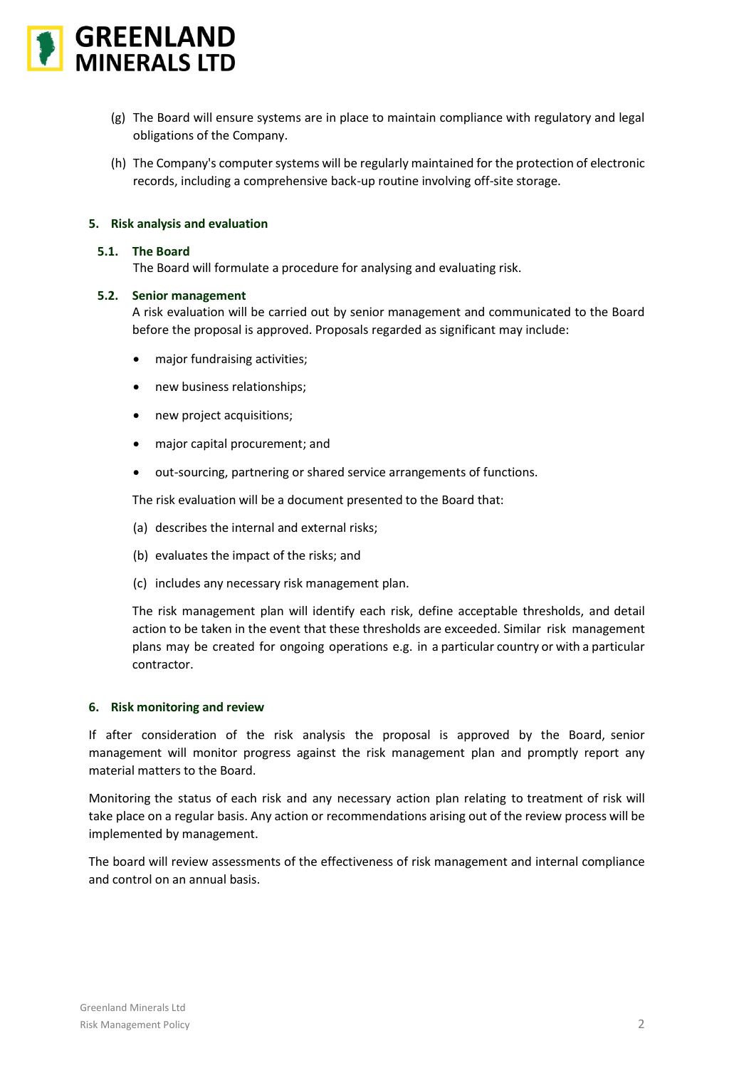(g) The Board will ensure systems are in place to maintain compliance with regulatory and legal obligations of the Company.

(h) The Company's computer systems will be regularly maintained for the protection of electronic records, including a comprehensive back-up routine involving off-site storage.

## 5. Risk analysis and evaluation

### 5.1. The Board

The Board will formulate a procedure for analysing and evaluating risk.

### 5.2. Senior management

A risk evaluation will be carried out by senior management and communicated to the Board before the proposal is approved. Proposals regarded as significant may include:

- major fundraising activities;
- new business relationships;
- new project acquisitions;
- major capital procurement; and
- out-sourcing, partnering or shared service arrangements of functions.

The risk evaluation will be a document presented to the Board that:

(a) describes the internal and external risks;

(b) evaluates the impact of the risks; and

(c) includes any necessary risk management plan.

The risk management plan will identify each risk, define acceptable thresholds, and detail action to be taken in the event that these thresholds are exceeded. Similar risk management plans may be created for ongoing operations e.g. in a particular country or with a particular contractor.

## 6. Risk monitoring and review

If after consideration of the risk analysis the proposal is approved by the Board, senior management will monitor progress against the risk management plan and promptly report any material matters to the Board.

Monitoring the status of each risk and any necessary action plan relating to treatment of risk will take place on a regular basis. Any action or recommendations arising out of the review process will be implemented by management.

The board will review assessments of the effectiveness of risk management and internal compliance and control on an annual basis.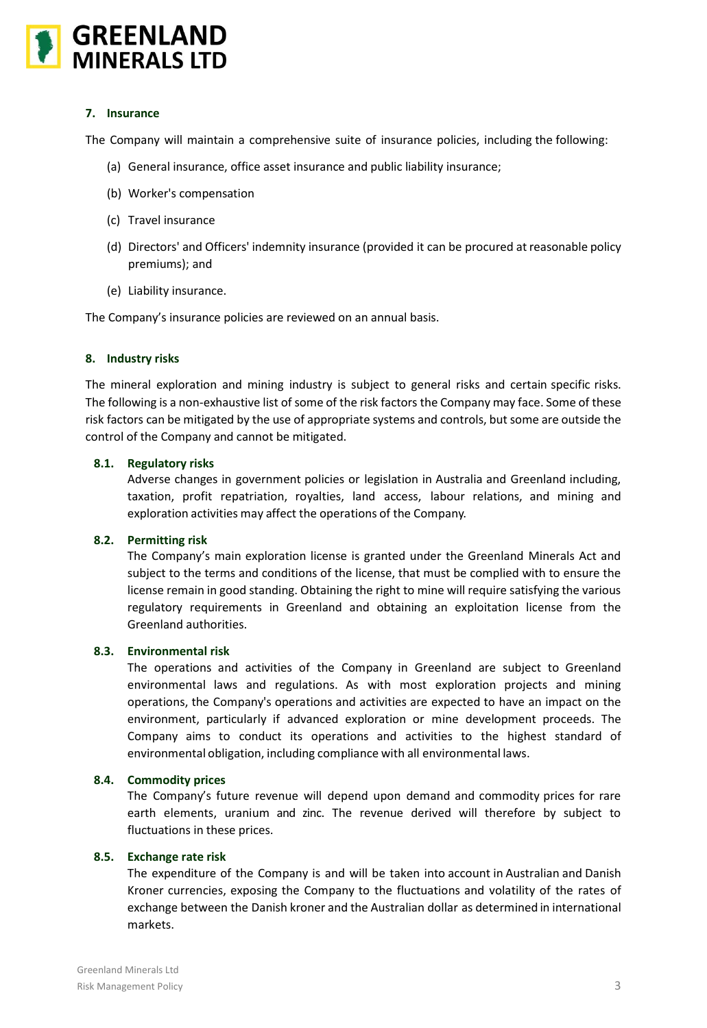## 7. Insurance

The Company will maintain a comprehensive suite of insurance policies, including the following:

(a) General insurance, office asset insurance and public liability insurance;

(b) Worker's compensation

(c) Travel insurance

(d) Directors' and Officers' indemnity insurance (provided it can be procured at reasonable policy premiums); and

(e) Liability insurance.

The Company's insurance policies are reviewed on an annual basis.

## 8. Industry risks

The mineral exploration and mining industry is subject to general risks and certain specific risks. The following is a non-exhaustive list of some of the risk factors the Company may face. Some of these risk factors can be mitigated by the use of appropriate systems and controls, but some are outside the control of the Company and cannot be mitigated.

### 8.1. Regulatory risks

Adverse changes in government policies or legislation in Australia and Greenland including, taxation, profit repatriation, royalties, land access, labour relations, and mining and exploration activities may affect the operations of the Company.

### 8.2. Permitting risk

The Company's main exploration license is granted under the Greenland Minerals Act and subject to the terms and conditions of the license, that must be complied with to ensure the license remain in good standing. Obtaining the right to mine will require satisfying the various regulatory requirements in Greenland and obtaining an exploitation license from the Greenland authorities.

### 8.3. Environmental risk

The operations and activities of the Company in Greenland are subject to Greenland environmental laws and regulations. As with most exploration projects and mining operations, the Company's operations and activities are expected to have an impact on the environment, particularly if advanced exploration or mine development proceeds. The Company aims to conduct its operations and activities to the highest standard of environmental obligation, including compliance with all environmental laws.

### 8.4. Commodity prices

The Company's future revenue will depend upon demand and commodity prices for rare earth elements, uranium and zinc. The revenue derived will therefore by subject to fluctuations in these prices.

### 8.5. Exchange rate risk

The expenditure of the Company is and will be taken into account in Australian and Danish Kroner currencies, exposing the Company to the fluctuations and volatility of the rates of exchange between the Danish kroner and the Australian dollar as determined in international markets.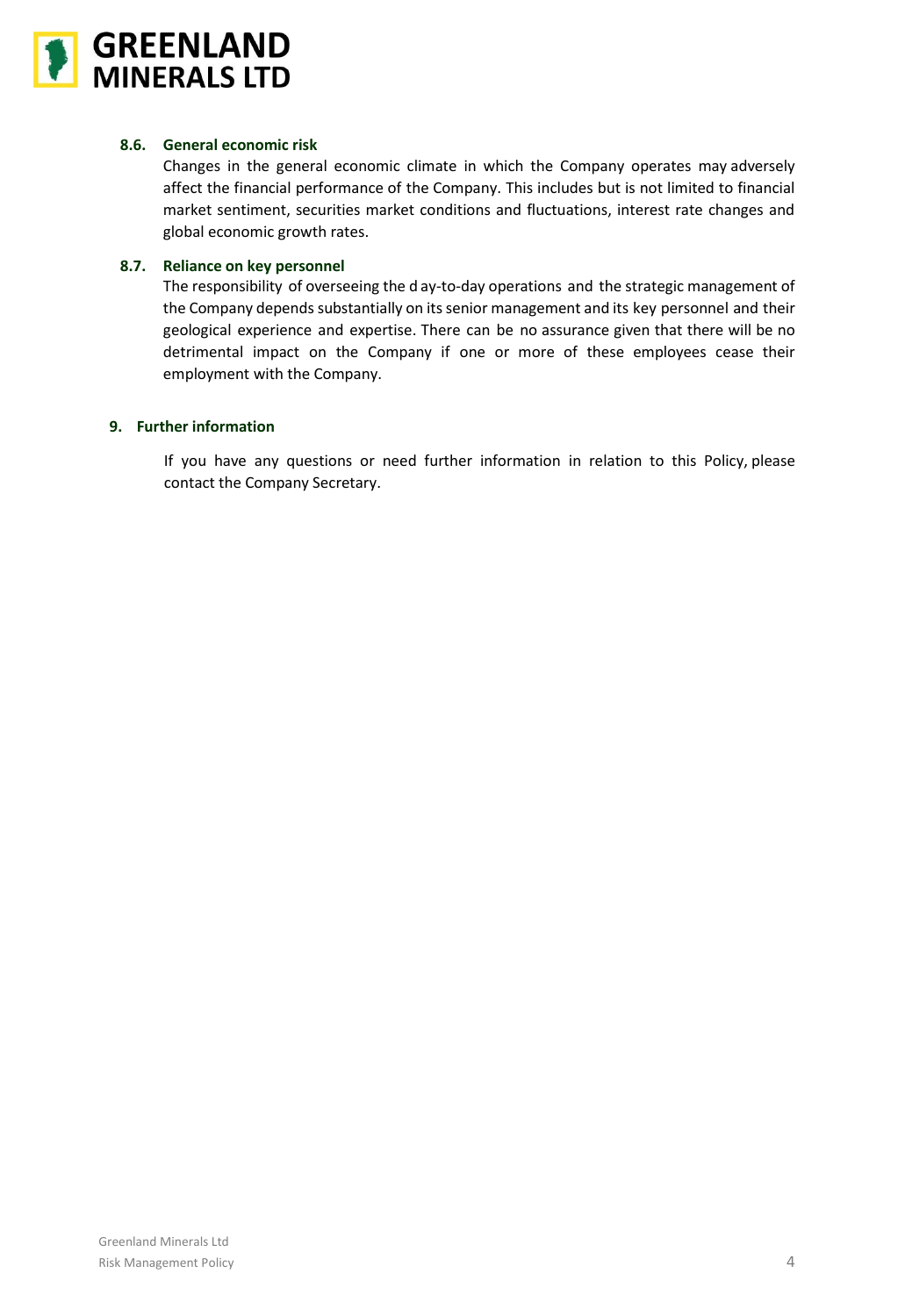### 8.6. General economic risk

Changes in the general economic climate in which the Company operates may adversely affect the financial performance of the Company. This includes but is not limited to financial market sentiment, securities market conditions and fluctuations, interest rate changes and global economic growth rates.

### 8.7. Reliance on key personnel

The responsibility of overseeing the d ay-to-day operations and the strategic management of the Company depends substantially on its senior management and its key personnel and their geological experience and expertise. There can be no assurance given that there will be no detrimental impact on the Company if one or more of these employees cease their employment with the Company.

## 9. Further information

If you have any questions or need further information in relation to this Policy, please contact the Company Secretary.